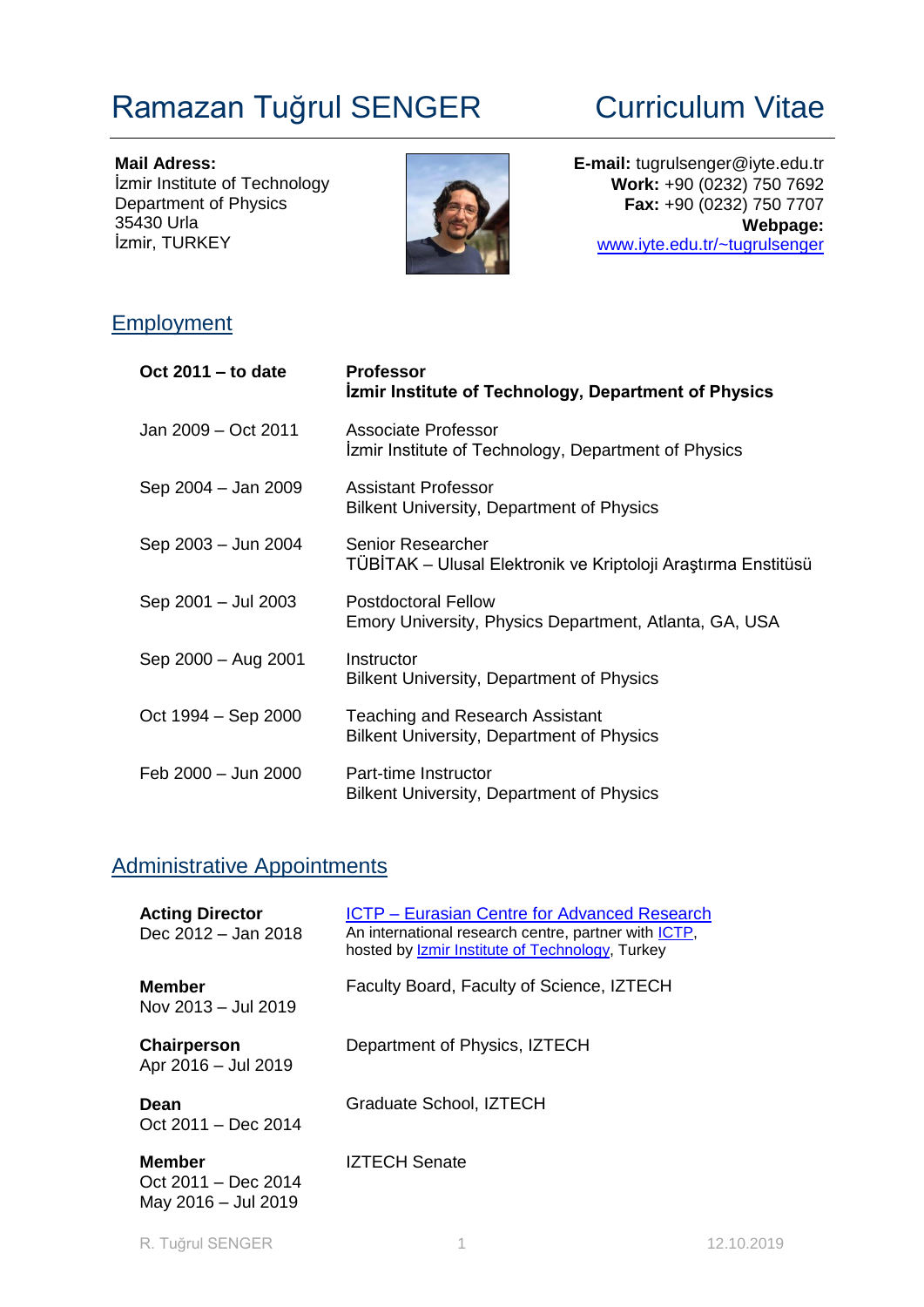# Ramazan Tuğrul SENGER — Curriculum Vitae

**Mail Adress:**
İzmir Institute of Technology
Department of Physics
35430 Urla
İzmir, TURKEY

**E-mail:** tugrulsenger@iyte.edu.tr
**Work:** +90 (0232) 750 7692
**Fax:** +90 (0232) 750 7707
**Webpage:** [www.iyte.edu.tr/~tugrulsenger](www.iyte.edu.tr/~tugrulsenger)

## Employment

| | |
|---|---|
| **Oct 2011 – to date** | **Professor**<br>**İzmir Institute of Technology, Department of Physics** |
| Jan 2009 – Oct 2011 | Associate Professor<br>İzmir Institute of Technology, Department of Physics |
| Sep 2004 – Jan 2009 | Assistant Professor<br>Bilkent University, Department of Physics |
| Sep 2003 – Jun 2004 | Senior Researcher<br>TÜBİTAK – Ulusal Elektronik ve Kriptoloji Araştırma Enstitüsü |
| Sep 2001 – Jul 2003 | Postdoctoral Fellow<br>Emory University, Physics Department, Atlanta, GA, USA |
| Sep 2000 – Aug 2001 | Instructor<br>Bilkent University, Department of Physics |
| Oct 1994 – Sep 2000 | Teaching and Research Assistant<br>Bilkent University, Department of Physics |
| Feb 2000 – Jun 2000 | Part-time Instructor<br>Bilkent University, Department of Physics |

## Administrative Appointments

| | |
|---|---|
| **Acting Director**<br>Dec 2012 – Jan 2018 | ICTP – Eurasian Centre for Advanced Research<br>An international research centre, partner with ICTP, hosted by Izmir Institute of Technology, Turkey |
| **Member**<br>Nov 2013 – Jul 2019 | Faculty Board, Faculty of Science, IZTECH |
| **Chairperson**<br>Apr 2016 – Jul 2019 | Department of Physics, IZTECH |
| **Dean**<br>Oct 2011 – Dec 2014 | Graduate School, IZTECH |
| **Member**<br>Oct 2011 – Dec 2014<br>May 2016 – Jul 2019 | IZTECH Senate |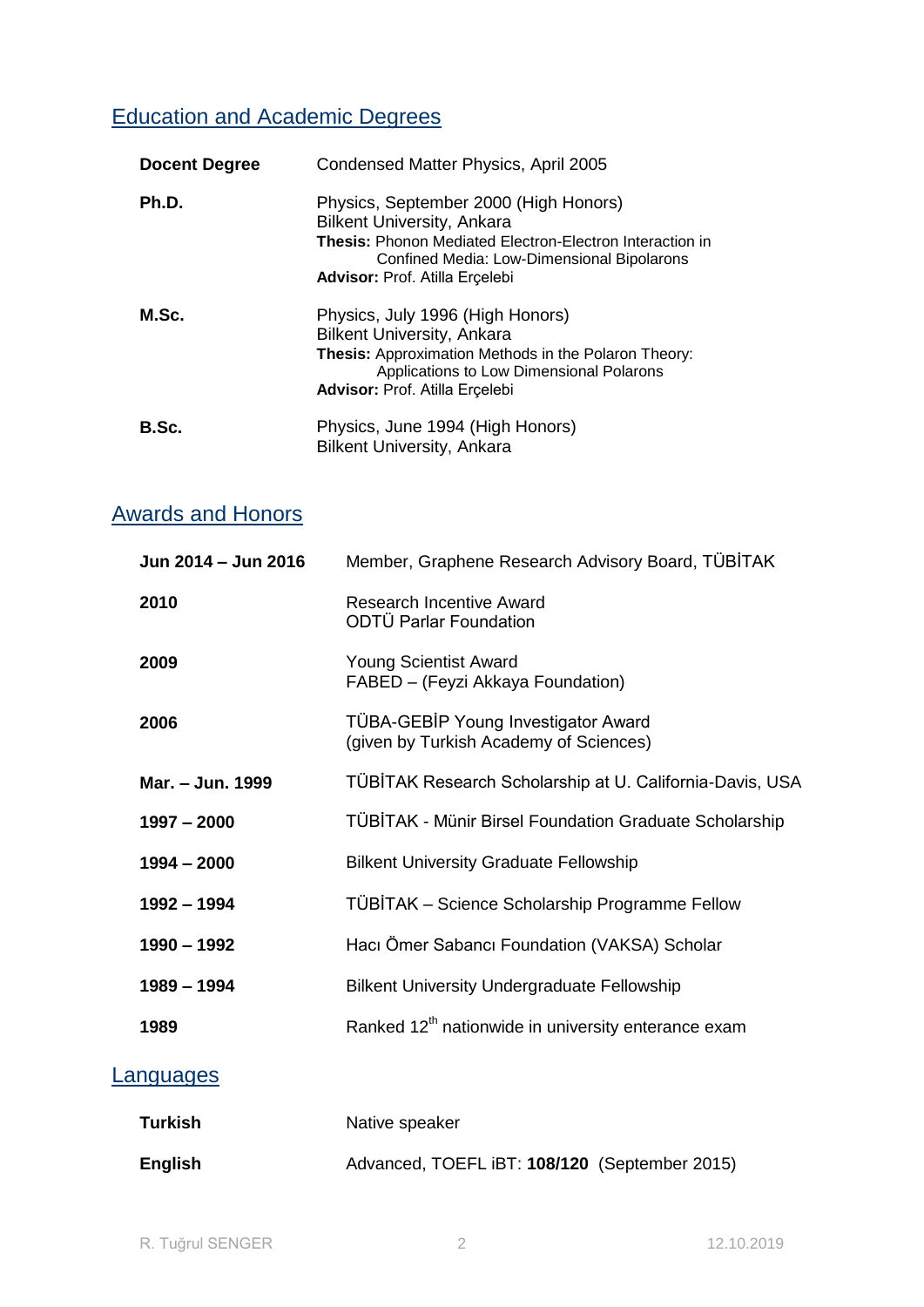## Education and Academic Degrees

| | |
|---|---|
| **Docent Degree** | Condensed Matter Physics, April 2005 |
| **Ph.D.** | Physics, September 2000 (High Honors)<br>Bilkent University, Ankara<br>**Thesis:** Phonon Mediated Electron-Electron Interaction in Confined Media: Low-Dimensional Bipolarons<br>**Advisor:** Prof. Atilla Erçelebi |
| **M.Sc.** | Physics, July 1996 (High Honors)<br>Bilkent University, Ankara<br>**Thesis:** Approximation Methods in the Polaron Theory: Applications to Low Dimensional Polarons<br>**Advisor:** Prof. Atilla Erçelebi |
| **B.Sc.** | Physics, June 1994 (High Honors)<br>Bilkent University, Ankara |

## Awards and Honors

| | |
|---|---|
| **Jun 2014 – Jun 2016** | Member, Graphene Research Advisory Board, TÜBİTAK |
| **2010** | Research Incentive Award<br>ODTÜ Parlar Foundation |
| **2009** | Young Scientist Award<br>FABED – (Feyzi Akkaya Foundation) |
| **2006** | TÜBA-GEBİP Young Investigator Award<br>(given by Turkish Academy of Sciences) |
| **Mar. – Jun. 1999** | TÜBİTAK Research Scholarship at U. California-Davis, USA |
| **1997 – 2000** | TÜBİTAK - Münir Birsel Foundation Graduate Scholarship |
| **1994 – 2000** | Bilkent University Graduate Fellowship |
| **1992 – 1994** | TÜBİTAK – Science Scholarship Programme Fellow |
| **1990 – 1992** | Hacı Ömer Sabancı Foundation (VAKSA) Scholar |
| **1989 – 1994** | Bilkent University Undergraduate Fellowship |
| **1989** | Ranked 12$^{th}$ nationwide in university enterance exam |

## Languages

| | |
|---|---|
| **Turkish** | Native speaker |
| **English** | Advanced, TOEFL iBT: **108/120** (September 2015) |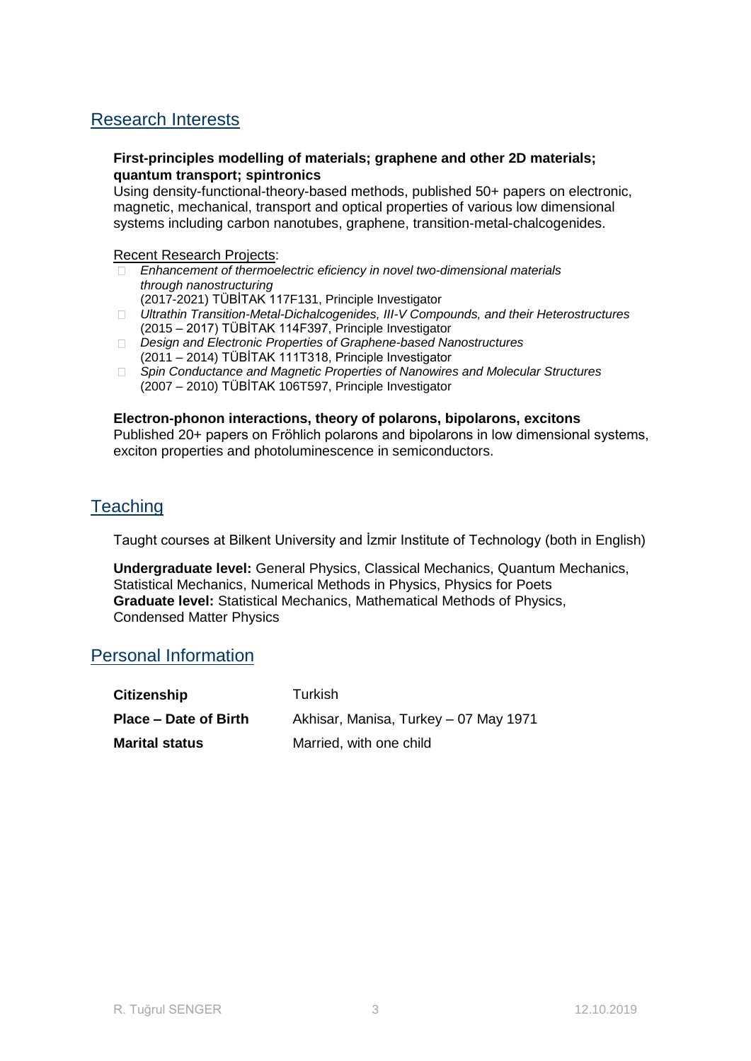## Research Interests

**First-principles modelling of materials; graphene and other 2D materials; quantum transport; spintronics**
Using density-functional-theory-based methods, published 50+ papers on electronic, magnetic, mechanical, transport and optical properties of various low dimensional systems including carbon nanotubes, graphene, transition-metal-chalcogenides.

Recent Research Projects:

- *Enhancement of thermoelectric eficiency in novel two-dimensional materials through nanostructuring*
  (2017-2021) TÜBİTAK 117F131, Principle Investigator
- *Ultrathin Transition-Metal-Dichalcogenides, III-V Compounds, and their Heterostructures*
  (2015 – 2017) TÜBİTAK 114F397, Principle Investigator
- *Design and Electronic Properties of Graphene-based Nanostructures*
  (2011 – 2014) TÜBİTAK 111T318, Principle Investigator
- *Spin Conductance and Magnetic Properties of Nanowires and Molecular Structures*
  (2007 – 2010) TÜBİTAK 106T597, Principle Investigator

**Electron-phonon interactions, theory of polarons, bipolarons, excitons**
Published 20+ papers on Fröhlich polarons and bipolarons in low dimensional systems, exciton properties and photoluminescence in semiconductors.

## Teaching

Taught courses at Bilkent University and İzmir Institute of Technology (both in English)

**Undergraduate level:** General Physics, Classical Mechanics, Quantum Mechanics, Statistical Mechanics, Numerical Methods in Physics, Physics for Poets
**Graduate level:** Statistical Mechanics, Mathematical Methods of Physics, Condensed Matter Physics

## Personal Information

| | |
|---|---|
| **Citizenship** | Turkish |
| **Place – Date of Birth** | Akhisar, Manisa, Turkey – 07 May 1971 |
| **Marital status** | Married, with one child |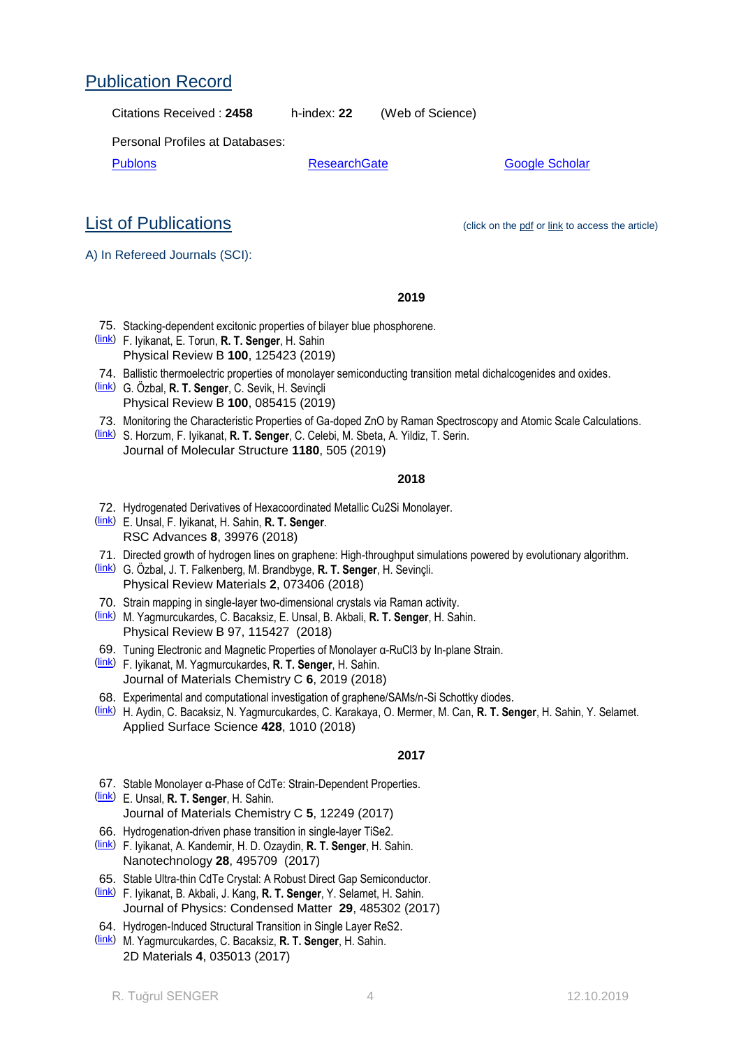## Publication Record

Citations Received : **2458**  h-index: **22**  (Web of Science)

Personal Profiles at Databases:

Publons  ResearchGate  Google Scholar

## List of Publications

(click on the pdf or link to access the article)

A) In Refereed Journals (SCI):

**2019**

75. Stacking-dependent excitonic properties of bilayer blue phosphorene.
(link) F. Iyikanat, E. Torun, **R. T. Senger**, H. Sahin
Physical Review B **100**, 125423 (2019)

74. Ballistic thermoelectric properties of monolayer semiconducting transition metal dichalcogenides and oxides.
(link) G. Özbal, **R. T. Senger**, C. Sevik, H. Sevinçli
Physical Review B **100**, 085415 (2019)

73. Monitoring the Characteristic Properties of Ga-doped ZnO by Raman Spectroscopy and Atomic Scale Calculations.
(link) S. Horzum, F. Iyikanat, **R. T. Senger**, C. Celebi, M. Sbeta, A. Yildiz, T. Serin.
Journal of Molecular Structure **1180**, 505 (2019)

**2018**

72. Hydrogenated Derivatives of Hexacoordinated Metallic Cu2Si Monolayer.
(link) E. Unsal, F. Iyikanat, H. Sahin, **R. T. Senger**.
RSC Advances **8**, 39976 (2018)

71. Directed growth of hydrogen lines on graphene: High-throughput simulations powered by evolutionary algorithm.
(link) G. Özbal, J. T. Falkenberg, M. Brandbyge, **R. T. Senger**, H. Sevinçli.
Physical Review Materials **2**, 073406 (2018)

70. Strain mapping in single-layer two-dimensional crystals via Raman activity.
(link) M. Yagmurcukardes, C. Bacaksiz, E. Unsal, B. Akbali, **R. T. Senger**, H. Sahin.
Physical Review B 97, 115427 (2018)

69. Tuning Electronic and Magnetic Properties of Monolayer α-RuCl3 by In-plane Strain.
(link) F. Iyikanat, M. Yagmurcukardes, **R. T. Senger**, H. Sahin.
Journal of Materials Chemistry C **6**, 2019 (2018)

68. Experimental and computational investigation of graphene/SAMs/n-Si Schottky diodes.
(link) H. Aydin, C. Bacaksiz, N. Yagmurcukardes, C. Karakaya, O. Mermer, M. Can, **R. T. Senger**, H. Sahin, Y. Selamet.
Applied Surface Science **428**, 1010 (2018)

**2017**

67. Stable Monolayer α-Phase of CdTe: Strain-Dependent Properties.
(link) E. Unsal, **R. T. Senger**, H. Sahin.
Journal of Materials Chemistry C **5**, 12249 (2017)

66. Hydrogenation-driven phase transition in single-layer TiSe2.
(link) F. Iyikanat, A. Kandemir, H. D. Ozaydin, **R. T. Senger**, H. Sahin.
Nanotechnology **28**, 495709 (2017)

65. Stable Ultra-thin CdTe Crystal: A Robust Direct Gap Semiconductor.
(link) F. Iyikanat, B. Akbali, J. Kang, **R. T. Senger**, Y. Selamet, H. Sahin.
Journal of Physics: Condensed Matter **29**, 485302 (2017)

64. Hydrogen-Induced Structural Transition in Single Layer ReS2.
(link) M. Yagmurcukardes, C. Bacaksiz, **R. T. Senger**, H. Sahin.
2D Materials **4**, 035013 (2017)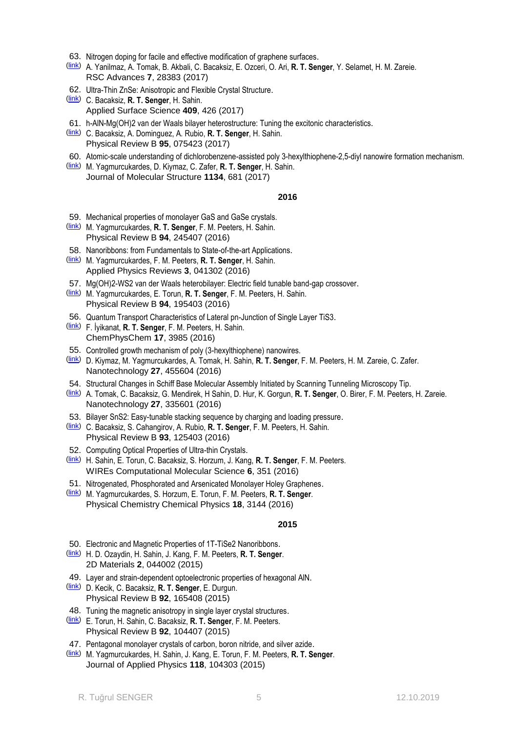63. Nitrogen doping for facile and effective modification of graphene surfaces.
(link) A. Yanilmaz, A. Tomak, B. Akbali, C. Bacaksiz, E. Ozceri, O. Ari, **R. T. Senger**, Y. Selamet, H. M. Zareie.
RSC Advances **7**, 28383 (2017)

62. Ultra-Thin ZnSe: Anisotropic and Flexible Crystal Structure.
(link) C. Bacaksiz, **R. T. Senger**, H. Sahin.
Applied Surface Science **409**, 426 (2017)

61. h-AlN-Mg(OH)2 van der Waals bilayer heterostructure: Tuning the excitonic characteristics.
(link) C. Bacaksiz, A. Dominguez, A. Rubio, **R. T. Senger**, H. Sahin.
Physical Review B **95**, 075423 (2017)

60. Atomic-scale understanding of dichlorobenzene-assisted poly 3-hexylthiophene-2,5-diyl nanowire formation mechanism.
(link) M. Yagmurcukardes, D. Kiymaz, C. Zafer, **R. T. Senger**, H. Sahin.
Journal of Molecular Structure **1134**, 681 (2017)

**2016**

59. Mechanical properties of monolayer GaS and GaSe crystals.
(link) M. Yagmurcukardes, **R. T. Senger**, F. M. Peeters, H. Sahin.
Physical Review B **94**, 245407 (2016)

58. Nanoribbons: from Fundamentals to State-of-the-art Applications.
(link) M. Yagmurcukardes, F. M. Peeters, **R. T. Senger**, H. Sahin.
Applied Physics Reviews **3**, 041302 (2016)

57. Mg(OH)2-WS2 van der Waals heterobilayer: Electric field tunable band-gap crossover.
(link) M. Yagmurcukardes, E. Torun, **R. T. Senger**, F. M. Peeters, H. Sahin.
Physical Review B **94**, 195403 (2016)

56. Quantum Transport Characteristics of Lateral pn-Junction of Single Layer TiS3.
(link) F. İyikanat, **R. T. Senger**, F. M. Peeters, H. Sahin.
ChemPhysChem **17**, 3985 (2016)

55. Controlled growth mechanism of poly (3-hexylthiophene) nanowires.
(link) D. Kiymaz, M. Yagmurcukardes, A. Tomak, H. Sahin, **R. T. Senger**, F. M. Peeters, H. M. Zareie, C. Zafer.
Nanotechnology **27**, 455604 (2016)

54. Structural Changes in Schiff Base Molecular Assembly Initiated by Scanning Tunneling Microscopy Tip.
(link) A. Tomak, C. Bacaksiz, G. Mendirek, H Sahin, D. Hur, K. Gorgun, **R. T. Senger**, O. Birer, F. M. Peeters, H. Zareie.
Nanotechnology **27**, 335601 (2016)

53. Bilayer SnS2: Easy-tunable stacking sequence by charging and loading pressure.
(link) C. Bacaksiz, S. Cahangirov, A. Rubio, **R. T. Senger**, F. M. Peeters, H. Sahin.
Physical Review B **93**, 125403 (2016)

52. Computing Optical Properties of Ultra-thin Crystals.
(link) H. Sahin, E. Torun, C. Bacaksiz, S. Horzum, J. Kang, **R. T. Senger**, F. M. Peeters.
WIREs Computational Molecular Science **6**, 351 (2016)

51. Nitrogenated, Phosphorated and Arsenicated Monolayer Holey Graphenes.
(link) M. Yagmurcukardes, S. Horzum, E. Torun, F. M. Peeters, **R. T. Senger**.
Physical Chemistry Chemical Physics **18**, 3144 (2016)

**2015**

50. Electronic and Magnetic Properties of 1T-TiSe2 Nanoribbons.
(link) H. D. Ozaydin, H. Sahin, J. Kang, F. M. Peeters, **R. T. Senger**.
2D Materials **2**, 044002 (2015)

49. Layer and strain-dependent optoelectronic properties of hexagonal AlN.
(link) D. Kecik, C. Bacaksiz, **R. T. Senger**, E. Durgun.
Physical Review B **92**, 165408 (2015)

48. Tuning the magnetic anisotropy in single layer crystal structures.
(link) E. Torun, H. Sahin, C. Bacaksiz, **R. T. Senger**, F. M. Peeters.
Physical Review B **92**, 104407 (2015)

47. Pentagonal monolayer crystals of carbon, boron nitride, and silver azide.
(link) M. Yagmurcukardes, H. Sahin, J. Kang, E. Torun, F. M. Peeters, **R. T. Senger**.
Journal of Applied Physics **118**, 104303 (2015)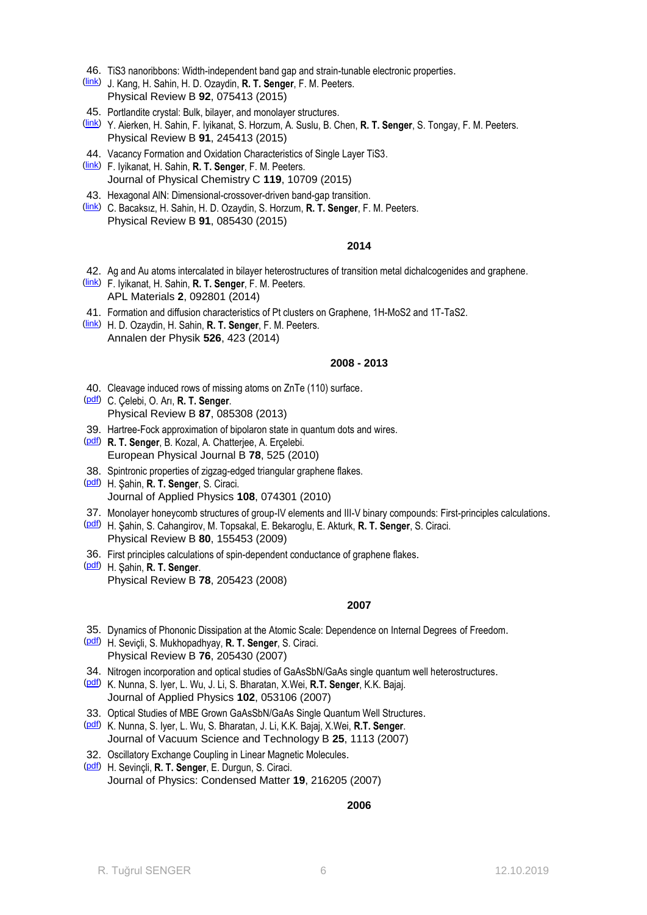46. TiS3 nanoribbons: Width-independent band gap and strain-tunable electronic properties.
(link) J. Kang, H. Sahin, H. D. Ozaydin, **R. T. Senger**, F. M. Peeters.
Physical Review B **92**, 075413 (2015)

45. Portlandite crystal: Bulk, bilayer, and monolayer structures.
(link) Y. Aierken, H. Sahin, F. Iyikanat, S. Horzum, A. Suslu, B. Chen, **R. T. Senger**, S. Tongay, F. M. Peeters.
Physical Review B **91**, 245413 (2015)

44. Vacancy Formation and Oxidation Characteristics of Single Layer TiS3.
(link) F. Iyikanat, H. Sahin, **R. T. Senger**, F. M. Peeters.
Journal of Physical Chemistry C **119**, 10709 (2015)

43. Hexagonal AlN: Dimensional-crossover-driven band-gap transition.
(link) C. Bacaksız, H. Sahin, H. D. Ozaydin, S. Horzum, **R. T. Senger**, F. M. Peeters.
Physical Review B **91**, 085430 (2015)

**2014**

42. Ag and Au atoms intercalated in bilayer heterostructures of transition metal dichalcogenides and graphene.
(link) F. Iyikanat, H. Sahin, **R. T. Senger**, F. M. Peeters.
APL Materials **2**, 092801 (2014)

41. Formation and diffusion characteristics of Pt clusters on Graphene, 1H-MoS2 and 1T-TaS2.
(link) H. D. Ozaydin, H. Sahin, **R. T. Senger**, F. M. Peeters.
Annalen der Physik **526**, 423 (2014)

**2008 - 2013**

40. Cleavage induced rows of missing atoms on ZnTe (110) surface.
(pdf) C. Çelebi, O. Arı, **R. T. Senger**.
Physical Review B **87**, 085308 (2013)

39. Hartree-Fock approximation of bipolaron state in quantum dots and wires.
(pdf) **R. T. Senger**, B. Kozal, A. Chatterjee, A. Erçelebi.
European Physical Journal B **78**, 525 (2010)

38. Spintronic properties of zigzag-edged triangular graphene flakes.
(pdf) H. Şahin, **R. T. Senger**, S. Ciraci.
Journal of Applied Physics **108**, 074301 (2010)

37. Monolayer honeycomb structures of group-IV elements and III-V binary compounds: First-principles calculations.
(pdf) H. Şahin, S. Cahangirov, M. Topsakal, E. Bekaroglu, E. Akturk, **R. T. Senger**, S. Ciraci.
Physical Review B **80**, 155453 (2009)

36. First principles calculations of spin-dependent conductance of graphene flakes.
(pdf) H. Şahin, **R. T. Senger**.
Physical Review B **78**, 205423 (2008)

**2007**

35. Dynamics of Phononic Dissipation at the Atomic Scale: Dependence on Internal Degrees of Freedom.
(pdf) H. Seviçli, S. Mukhopadhyay, **R. T. Senger**, S. Ciraci.
Physical Review B **76**, 205430 (2007)

34. Nitrogen incorporation and optical studies of GaAsSbN/GaAs single quantum well heterostructures.
(pdf) K. Nunna, S. Iyer, L. Wu, J. Li, S. Bharatan, X.Wei, **R.T. Senger**, K.K. Bajaj.
Journal of Applied Physics **102**, 053106 (2007)

33. Optical Studies of MBE Grown GaAsSbN/GaAs Single Quantum Well Structures.
(pdf) K. Nunna, S. Iyer, L. Wu, S. Bharatan, J. Li, K.K. Bajaj, X.Wei, **R.T. Senger**.
Journal of Vacuum Science and Technology B **25**, 1113 (2007)

32. Oscillatory Exchange Coupling in Linear Magnetic Molecules.
(pdf) H. Sevinçli, **R. T. Senger**, E. Durgun, S. Ciraci.
Journal of Physics: Condensed Matter **19**, 216205 (2007)

**2006**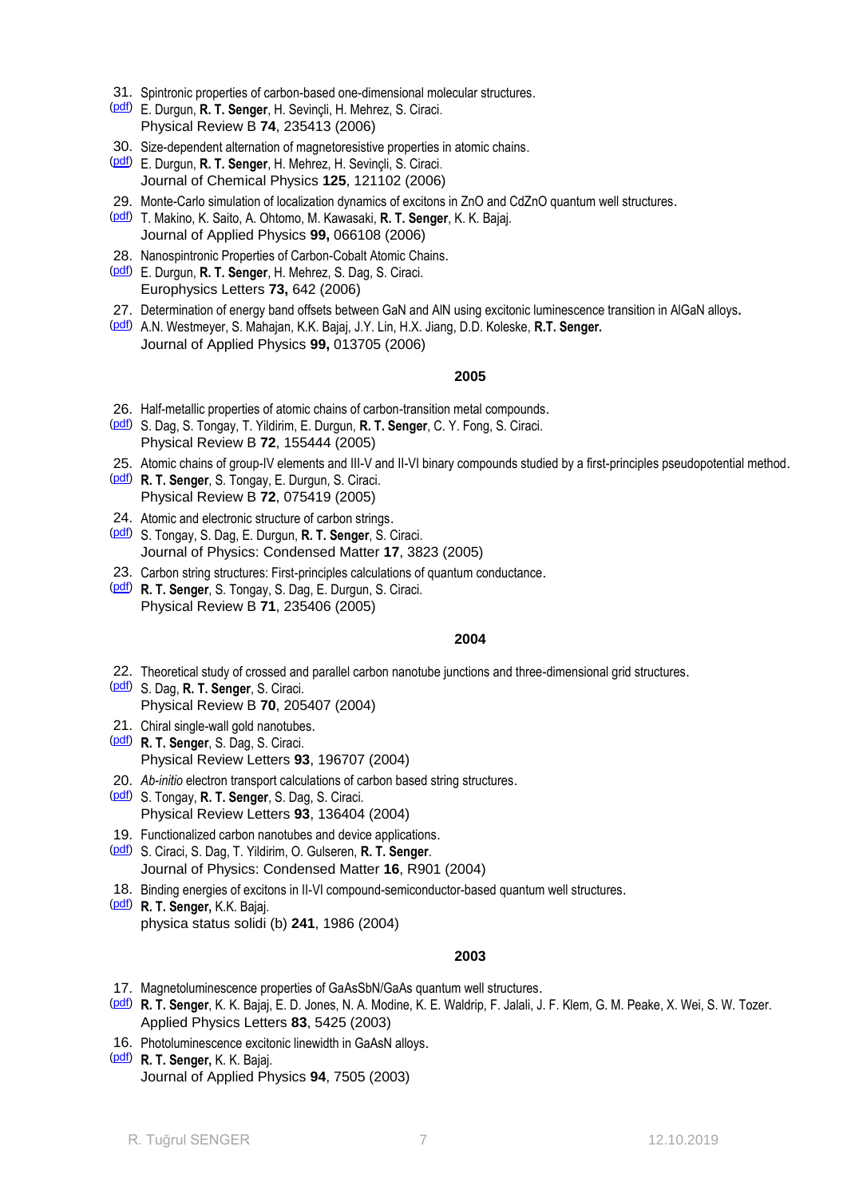31. Spintronic properties of carbon-based one-dimensional molecular structures.
(pdf) E. Durgun, **R. T. Senger**, H. Sevinçli, H. Mehrez, S. Ciraci.
Physical Review B **74**, 235413 (2006)

30. Size-dependent alternation of magnetoresistive properties in atomic chains.
(pdf) E. Durgun, **R. T. Senger**, H. Mehrez, H. Sevinçli, S. Ciraci.
Journal of Chemical Physics **125**, 121102 (2006)

29. Monte-Carlo simulation of localization dynamics of excitons in ZnO and CdZnO quantum well structures.
(pdf) T. Makino, K. Saito, A. Ohtomo, M. Kawasaki, **R. T. Senger**, K. K. Bajaj.
Journal of Applied Physics **99,** 066108 (2006)

28. Nanospintronic Properties of Carbon-Cobalt Atomic Chains.
(pdf) E. Durgun, **R. T. Senger**, H. Mehrez, S. Dag, S. Ciraci.
Europhysics Letters **73,** 642 (2006)

27. Determination of energy band offsets between GaN and AlN using excitonic luminescence transition in AlGaN alloys**.**
(pdf) A.N. Westmeyer, S. Mahajan, K.K. Bajaj, J.Y. Lin, H.X. Jiang, D.D. Koleske, **R.T. Senger.**
Journal of Applied Physics **99,** 013705 (2006)

**2005**

26. Half-metallic properties of atomic chains of carbon-transition metal compounds.
(pdf) S. Dag, S. Tongay, T. Yildirim, E. Durgun, **R. T. Senger**, C. Y. Fong, S. Ciraci.
Physical Review B **72**, 155444 (2005)

25. Atomic chains of group-IV elements and III-V and II-VI binary compounds studied by a first-principles pseudopotential method.
(pdf) **R. T. Senger**, S. Tongay, E. Durgun, S. Ciraci.
Physical Review B **72**, 075419 (2005)

24. Atomic and electronic structure of carbon strings.
(pdf) S. Tongay, S. Dag, E. Durgun, **R. T. Senger**, S. Ciraci.
Journal of Physics: Condensed Matter **17**, 3823 (2005)

23. Carbon string structures: First-principles calculations of quantum conductance.
(pdf) **R. T. Senger**, S. Tongay, S. Dag, E. Durgun, S. Ciraci.
Physical Review B **71**, 235406 (2005)

**2004**

22. Theoretical study of crossed and parallel carbon nanotube junctions and three-dimensional grid structures.
(pdf) S. Dag, **R. T. Senger**, S. Ciraci.
Physical Review B **70**, 205407 (2004)

21. Chiral single-wall gold nanotubes.
(pdf) **R. T. Senger**, S. Dag, S. Ciraci.
Physical Review Letters **93**, 196707 (2004)

20. *Ab-initio* electron transport calculations of carbon based string structures.
(pdf) S. Tongay, **R. T. Senger**, S. Dag, S. Ciraci.
Physical Review Letters **93**, 136404 (2004)

19. Functionalized carbon nanotubes and device applications.
(pdf) S. Ciraci, S. Dag, T. Yildirim, O. Gulseren, **R. T. Senger**.
Journal of Physics: Condensed Matter **16**, R901 (2004)

18. Binding energies of excitons in II-VI compound-semiconductor-based quantum well structures.
(pdf) **R. T. Senger,** K.K. Bajaj.
physica status solidi (b) **241**, 1986 (2004)

**2003**

17. Magnetoluminescence properties of GaAsSbN/GaAs quantum well structures.
(pdf) **R. T. Senger**, K. K. Bajaj, E. D. Jones, N. A. Modine, K. E. Waldrip, F. Jalali, J. F. Klem, G. M. Peake, X. Wei, S. W. Tozer.
Applied Physics Letters **83**, 5425 (2003)

16. Photoluminescence excitonic linewidth in GaAsN alloys.
(pdf) **R. T. Senger,** K. K. Bajaj.
Journal of Applied Physics **94**, 7505 (2003)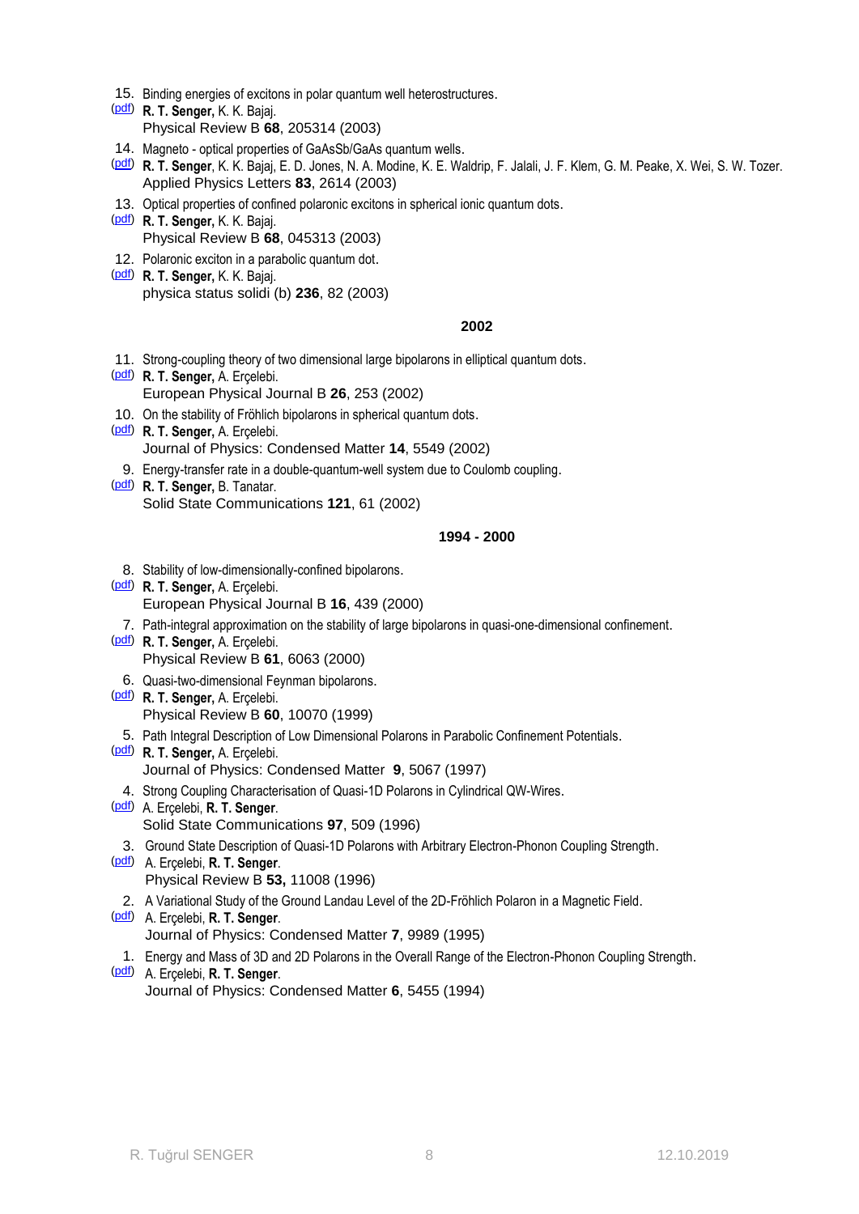15. Binding energies of excitons in polar quantum well heterostructures.
(pdf) **R. T. Senger,** K. K. Bajaj.
Physical Review B **68**, 205314 (2003)

14. Magneto - optical properties of GaAsSb/GaAs quantum wells.
(pdf) **R. T. Senger**, K. K. Bajaj, E. D. Jones, N. A. Modine, K. E. Waldrip, F. Jalali, J. F. Klem, G. M. Peake, X. Wei, S. W. Tozer.
Applied Physics Letters **83**, 2614 (2003)

13. Optical properties of confined polaronic excitons in spherical ionic quantum dots.
(pdf) **R. T. Senger,** K. K. Bajaj.
Physical Review B **68**, 045313 (2003)

12. Polaronic exciton in a parabolic quantum dot.
(pdf) **R. T. Senger,** K. K. Bajaj.
physica status solidi (b) **236**, 82 (2003)

**2002**

11. Strong-coupling theory of two dimensional large bipolarons in elliptical quantum dots.
(pdf) **R. T. Senger,** A. Erçelebi.
European Physical Journal B **26**, 253 (2002)

10. On the stability of Fröhlich bipolarons in spherical quantum dots.
(pdf) **R. T. Senger,** A. Erçelebi.
Journal of Physics: Condensed Matter **14**, 5549 (2002)

9. Energy-transfer rate in a double-quantum-well system due to Coulomb coupling.
(pdf) **R. T. Senger,** B. Tanatar.
Solid State Communications **121**, 61 (2002)

**1994 - 2000**

8. Stability of low-dimensionally-confined bipolarons.
(pdf) **R. T. Senger,** A. Erçelebi.
European Physical Journal B **16**, 439 (2000)

7. Path-integral approximation on the stability of large bipolarons in quasi-one-dimensional confinement.
(pdf) **R. T. Senger,** A. Erçelebi.
Physical Review B **61**, 6063 (2000)

6. Quasi-two-dimensional Feynman bipolarons.
(pdf) **R. T. Senger,** A. Erçelebi.
Physical Review B **60**, 10070 (1999)

5. Path Integral Description of Low Dimensional Polarons in Parabolic Confinement Potentials.
(pdf) **R. T. Senger,** A. Erçelebi.
Journal of Physics: Condensed Matter **9**, 5067 (1997)

4. Strong Coupling Characterisation of Quasi-1D Polarons in Cylindrical QW-Wires.
(pdf) A. Erçelebi, **R. T. Senger**.
Solid State Communications **97**, 509 (1996)

3. Ground State Description of Quasi-1D Polarons with Arbitrary Electron-Phonon Coupling Strength.
(pdf) A. Erçelebi, **R. T. Senger**.
Physical Review B **53,** 11008 (1996)

2. A Variational Study of the Ground Landau Level of the 2D-Fröhlich Polaron in a Magnetic Field.
(pdf) A. Erçelebi, **R. T. Senger**.
Journal of Physics: Condensed Matter **7**, 9989 (1995)

1. Energy and Mass of 3D and 2D Polarons in the Overall Range of the Electron-Phonon Coupling Strength.
(pdf) A. Erçelebi, **R. T. Senger**.
Journal of Physics: Condensed Matter **6**, 5455 (1994)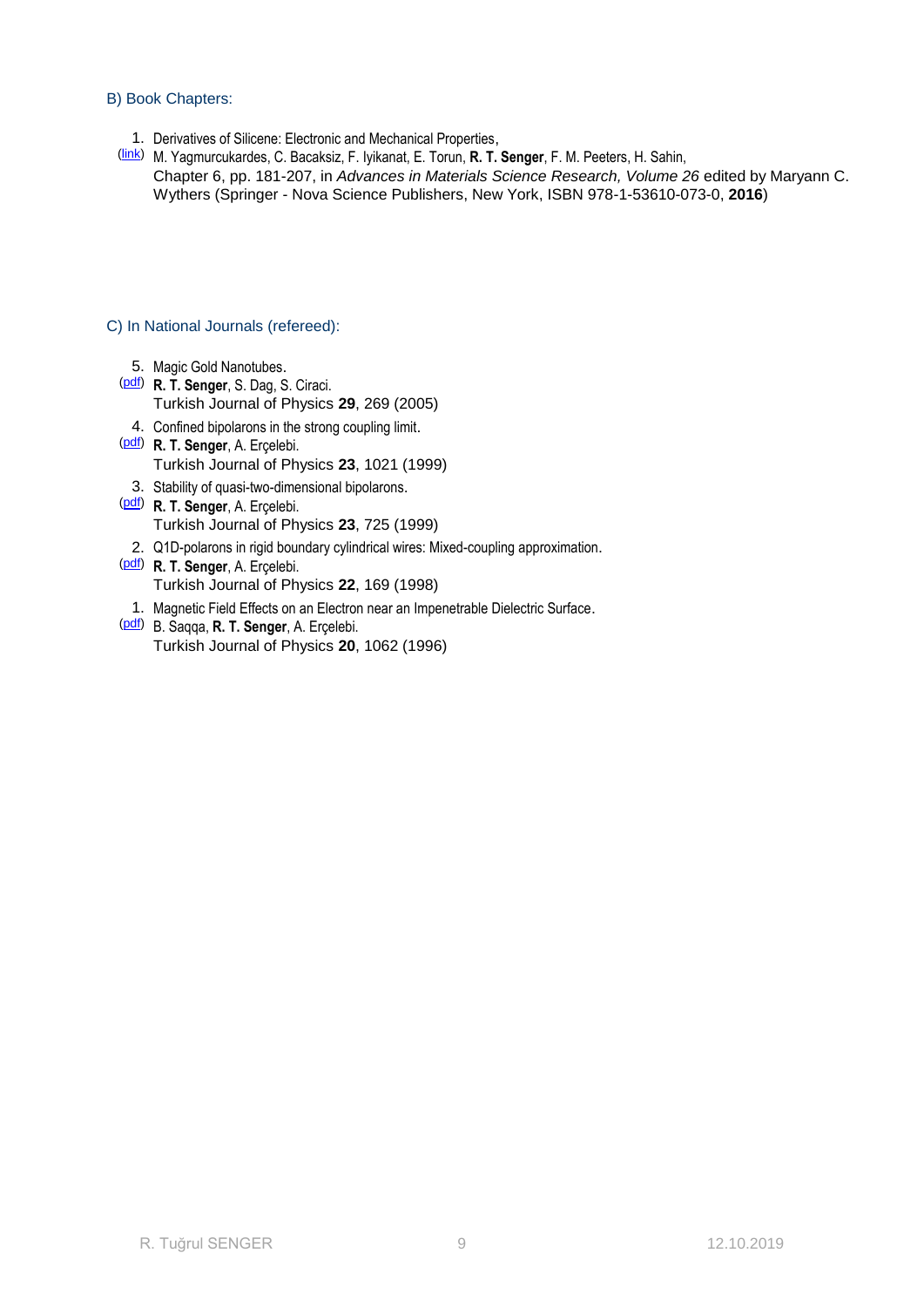### B) Book Chapters:

1. Derivatives of Silicene: Electronic and Mechanical Properties,
(link) M. Yagmurcukardes, C. Bacaksiz, F. Iyikanat, E. Torun, **R. T. Senger**, F. M. Peeters, H. Sahin,
Chapter 6, pp. 181-207, in *Advances in Materials Science Research, Volume 26* edited by Maryann C. Wythers (Springer - Nova Science Publishers, New York, ISBN 978-1-53610-073-0, **2016**)

### C) In National Journals (refereed):

5. Magic Gold Nanotubes.
(pdf) **R. T. Senger**, S. Dag, S. Ciraci.
Turkish Journal of Physics **29**, 269 (2005)

4. Confined bipolarons in the strong coupling limit.
(pdf) **R. T. Senger**, A. Erçelebi.
Turkish Journal of Physics **23**, 1021 (1999)

3. Stability of quasi-two-dimensional bipolarons.
(pdf) **R. T. Senger**, A. Erçelebi.
Turkish Journal of Physics **23**, 725 (1999)

2. Q1D-polarons in rigid boundary cylindrical wires: Mixed-coupling approximation.
(pdf) **R. T. Senger**, A. Erçelebi.
Turkish Journal of Physics **22**, 169 (1998)

1. Magnetic Field Effects on an Electron near an Impenetrable Dielectric Surface.
(pdf) B. Saqqa, **R. T. Senger**, A. Erçelebi.
Turkish Journal of Physics **20**, 1062 (1996)